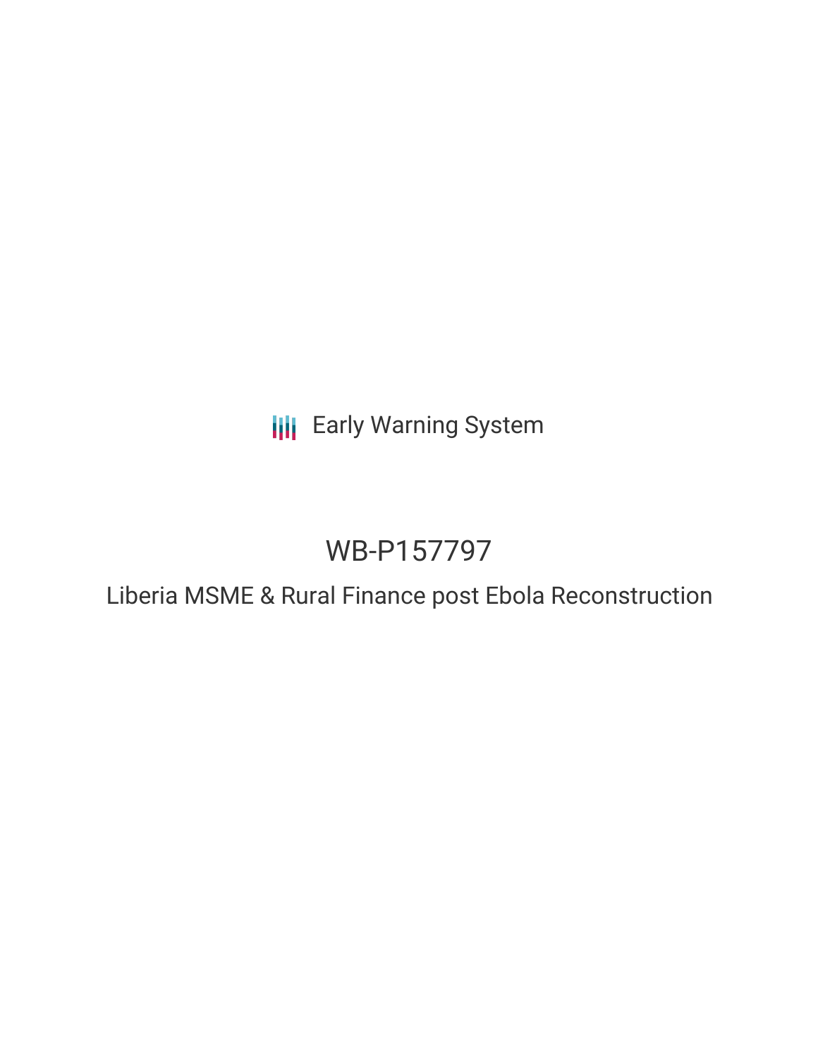Early Warning System

# WB-P157797

## Liberia MSME & Rural Finance post Ebola Reconstruction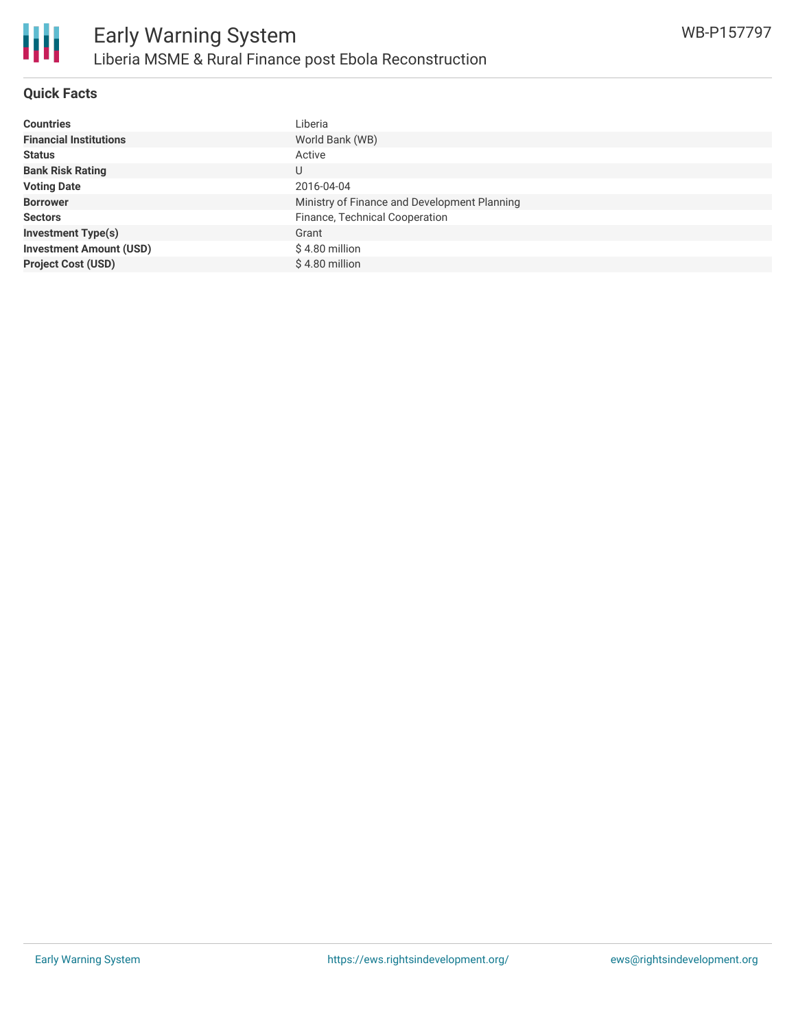# Early Warning System

## Liberia MSME & Rural Finance post Ebola Reconstruction

WB-P157797

### Quick Facts

| | |
|---|---|
| **Countries** | Liberia |
| **Financial Institutions** | World Bank (WB) |
| **Status** | Active |
| **Bank Risk Rating** | U |
| **Voting Date** | 2016-04-04 |
| **Borrower** | Ministry of Finance and Development Planning |
| **Sectors** | Finance, Technical Cooperation |
| **Investment Type(s)** | Grant |
| **Investment Amount (USD)** | $ 4.80 million |
| **Project Cost (USD)** | $ 4.80 million |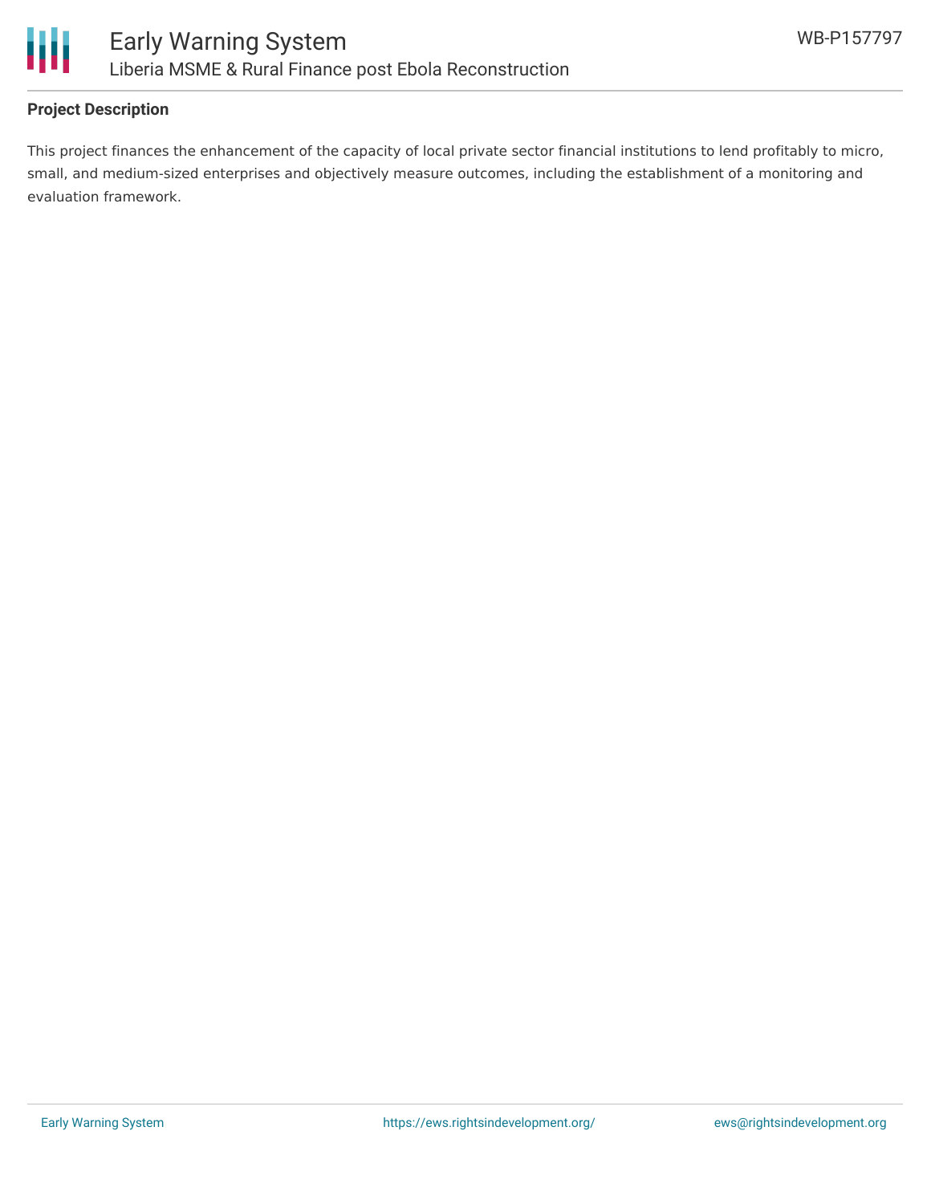**Project Description**

This project finances the enhancement of the capacity of local private sector financial institutions to lend profitably to micro, small, and medium-sized enterprises and objectively measure outcomes, including the establishment of a monitoring and evaluation framework.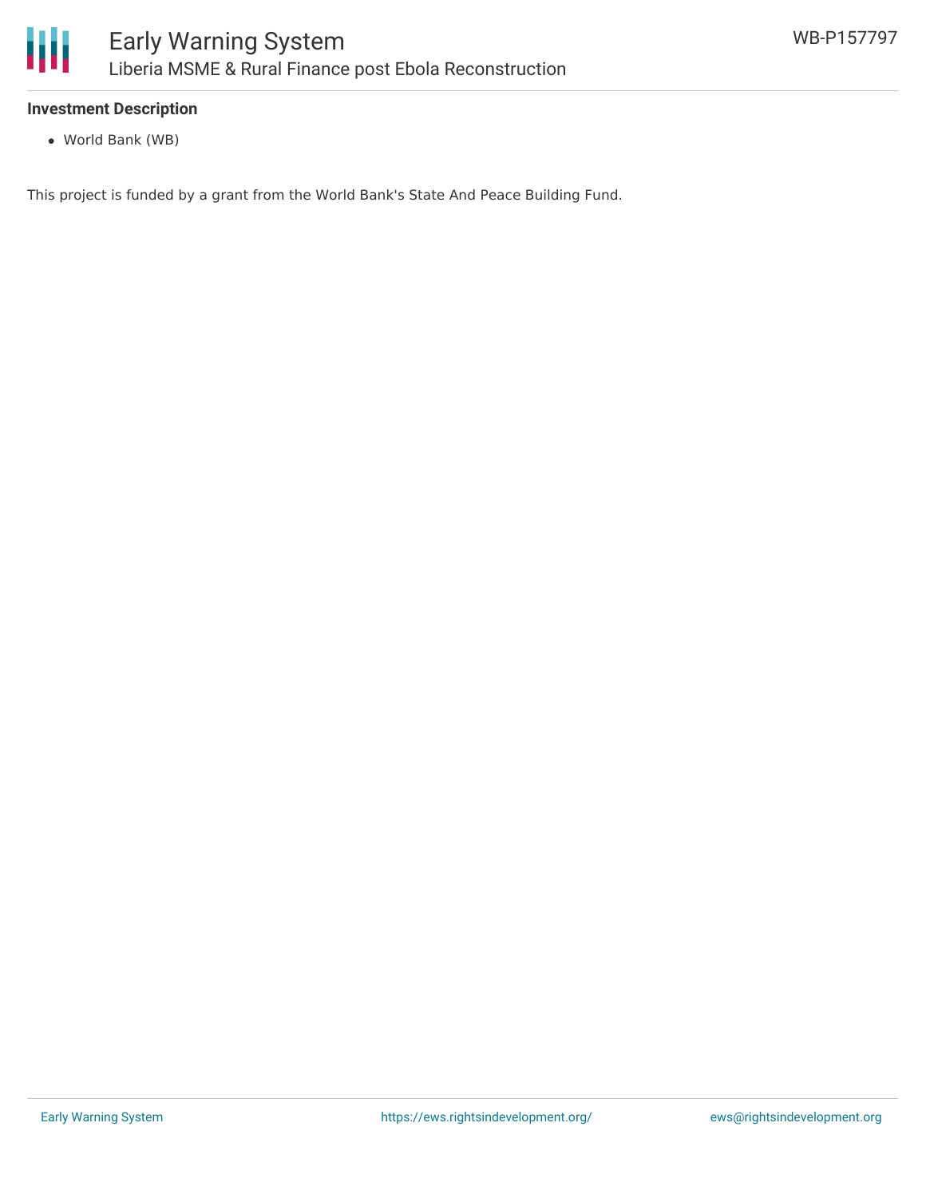### Investment Description

- World Bank (WB)

This project is funded by a grant from the World Bank's State And Peace Building Fund.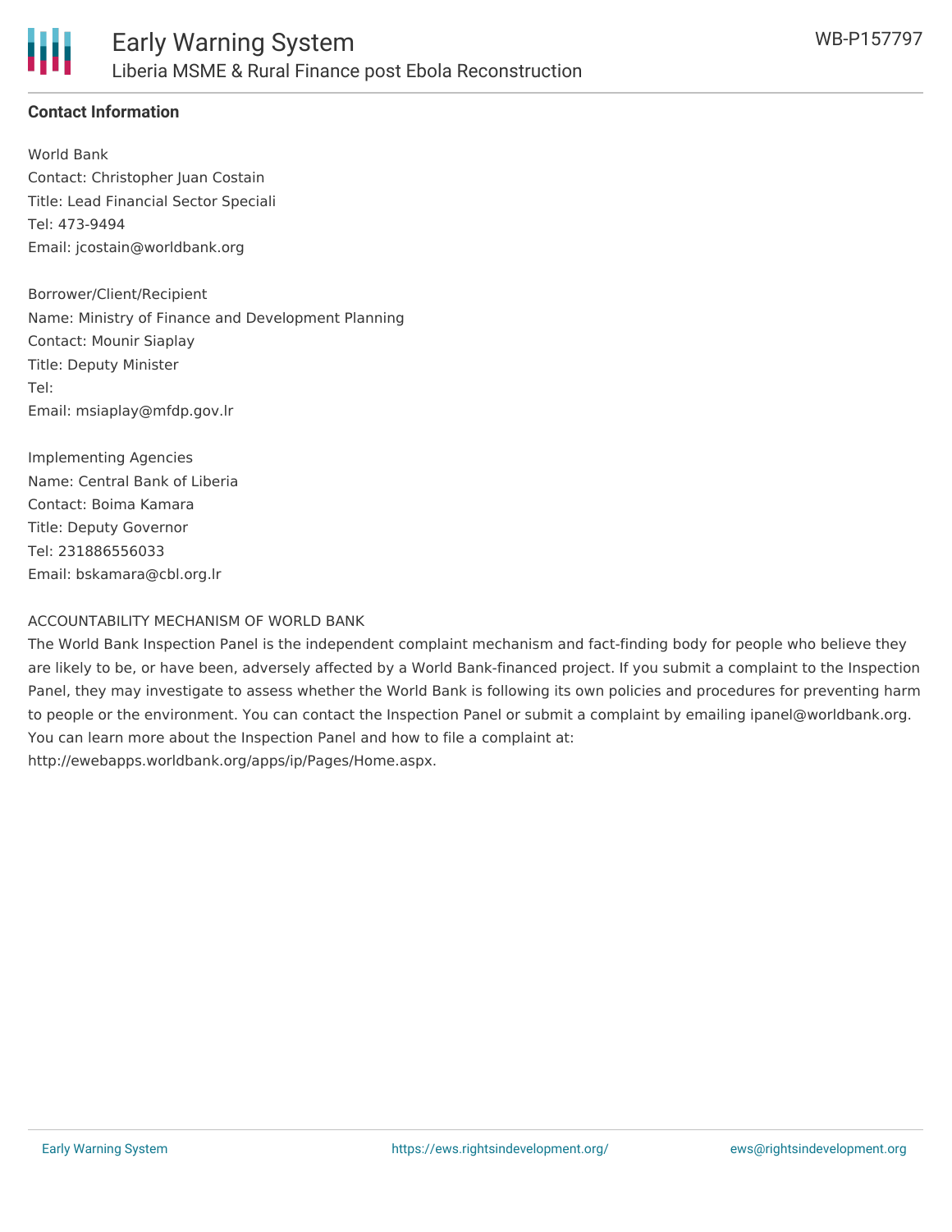## Contact Information

World Bank
Contact: Christopher Juan Costain
Title: Lead Financial Sector Speciali
Tel: 473-9494
Email: jcostain@worldbank.org

Borrower/Client/Recipient
Name: Ministry of Finance and Development Planning
Contact: Mounir Siaplay
Title: Deputy Minister
Tel:
Email: msiaplay@mfdp.gov.lr

Implementing Agencies
Name: Central Bank of Liberia
Contact: Boima Kamara
Title: Deputy Governor
Tel: 231886556033
Email: bskamara@cbl.org.lr

ACCOUNTABILITY MECHANISM OF WORLD BANK
The World Bank Inspection Panel is the independent complaint mechanism and fact-finding body for people who believe they are likely to be, or have been, adversely affected by a World Bank-financed project. If you submit a complaint to the Inspection Panel, they may investigate to assess whether the World Bank is following its own policies and procedures for preventing harm to people or the environment. You can contact the Inspection Panel or submit a complaint by emailing ipanel@worldbank.org. You can learn more about the Inspection Panel and how to file a complaint at: http://ewebapps.worldbank.org/apps/ip/Pages/Home.aspx.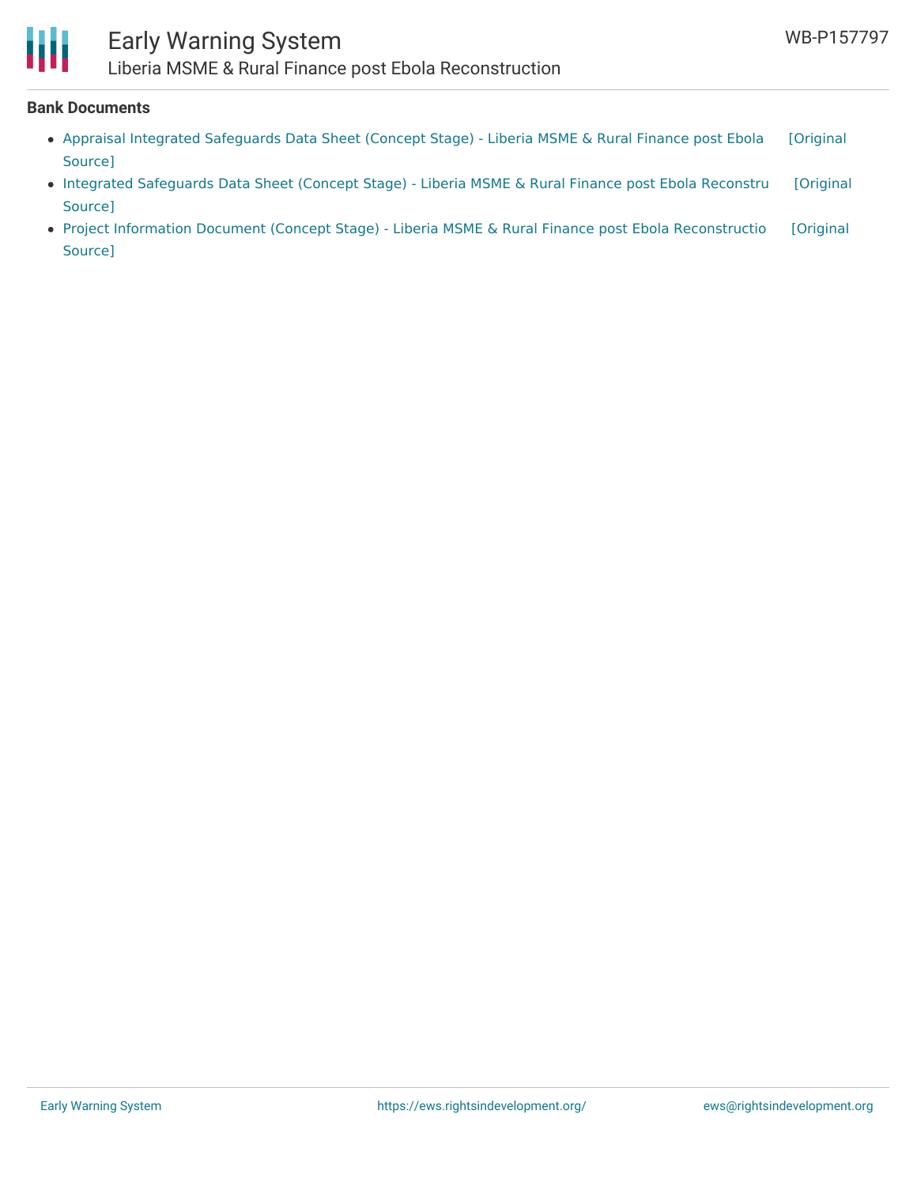## Bank Documents

- Appraisal Integrated Safeguards Data Sheet (Concept Stage) - Liberia MSME & Rural Finance post Ebola [Original Source]
- Integrated Safeguards Data Sheet (Concept Stage) - Liberia MSME & Rural Finance post Ebola Reconstru [Original Source]
- Project Information Document (Concept Stage) - Liberia MSME & Rural Finance post Ebola Reconstructio [Original Source]